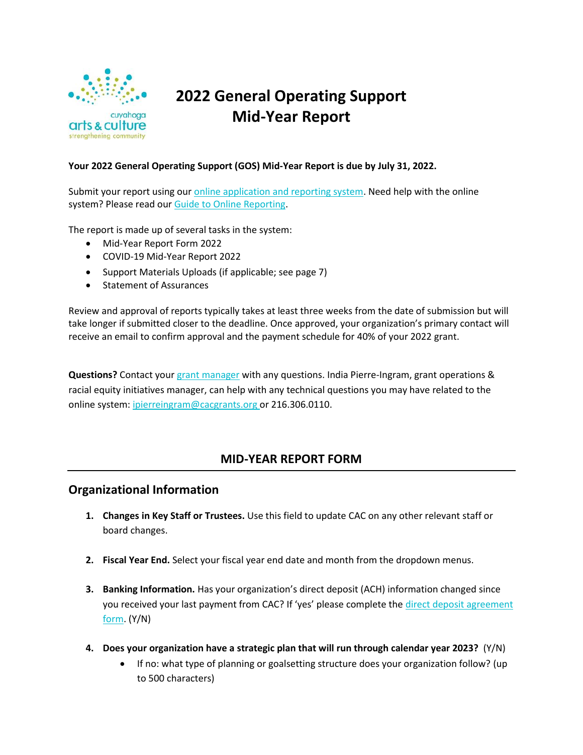# 2022 General Operating Support Mid-Year Report

**Your 2022 General Operating Support (GOS) Mid-Year Report is due by July 31, 2022.**

Submit your report using our online application and reporting system. Need help with the online system? Please read our Guide to Online Reporting.

The report is made up of several tasks in the system:

- Mid-Year Report Form 2022
- COVID-19 Mid-Year Report 2022
- Support Materials Uploads (if applicable; see page 7)
- Statement of Assurances

Review and approval of reports typically takes at least three weeks from the date of submission but will take longer if submitted closer to the deadline. Once approved, your organization's primary contact will receive an email to confirm approval and the payment schedule for 40% of your 2022 grant.

**Questions?** Contact your grant manager with any questions. India Pierre-Ingram, grant operations & racial equity initiatives manager, can help with any technical questions you may have related to the online system: ipierreingram@cacgrants.org or 216.306.0110.

## MID-YEAR REPORT FORM

## Organizational Information

1. **Changes in Key Staff or Trustees.** Use this field to update CAC on any other relevant staff or board changes.

2. **Fiscal Year End.** Select your fiscal year end date and month from the dropdown menus.

3. **Banking Information.** Has your organization's direct deposit (ACH) information changed since you received your last payment from CAC? If 'yes' please complete the direct deposit agreement form. (Y/N)

4. **Does your organization have a strategic plan that will run through calendar year 2023?** (Y/N)
   - If no: what type of planning or goalsetting structure does your organization follow? (up to 500 characters)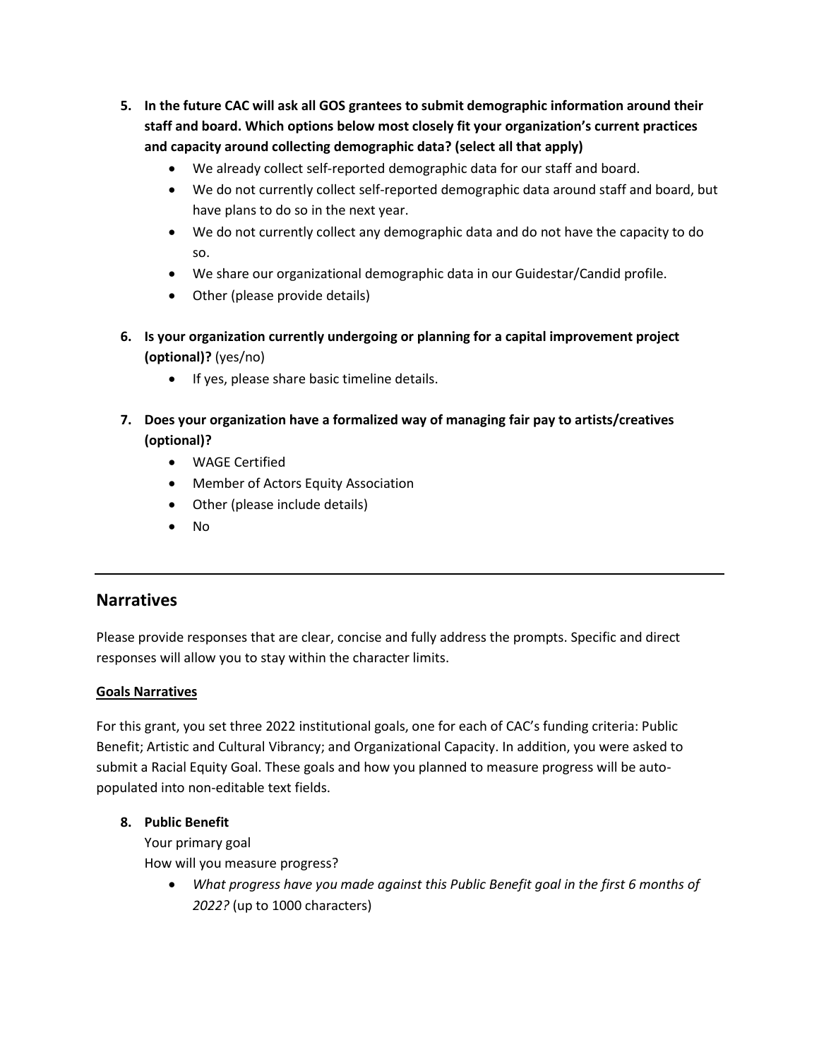5. **In the future CAC will ask all GOS grantees to submit demographic information around their staff and board. Which options below most closely fit your organization's current practices and capacity around collecting demographic data? (select all that apply)**
    - We already collect self-reported demographic data for our staff and board.
    - We do not currently collect self-reported demographic data around staff and board, but have plans to do so in the next year.
    - We do not currently collect any demographic data and do not have the capacity to do so.
    - We share our organizational demographic data in our Guidestar/Candid profile.
    - Other (please provide details)

6. **Is your organization currently undergoing or planning for a capital improvement project (optional)?** (yes/no)
    - If yes, please share basic timeline details.

7. **Does your organization have a formalized way of managing fair pay to artists/creatives (optional)?**
    - WAGE Certified
    - Member of Actors Equity Association
    - Other (please include details)
    - No

---

## Narratives

Please provide responses that are clear, concise and fully address the prompts. Specific and direct responses will allow you to stay within the character limits.

**Goals Narratives**

For this grant, you set three 2022 institutional goals, one for each of CAC's funding criteria: Public Benefit; Artistic and Cultural Vibrancy; and Organizational Capacity. In addition, you were asked to submit a Racial Equity Goal. These goals and how you planned to measure progress will be auto-populated into non-editable text fields.

8. **Public Benefit**

    Your primary goal

    How will you measure progress?

    - *What progress have you made against this Public Benefit goal in the first 6 months of 2022?* (up to 1000 characters)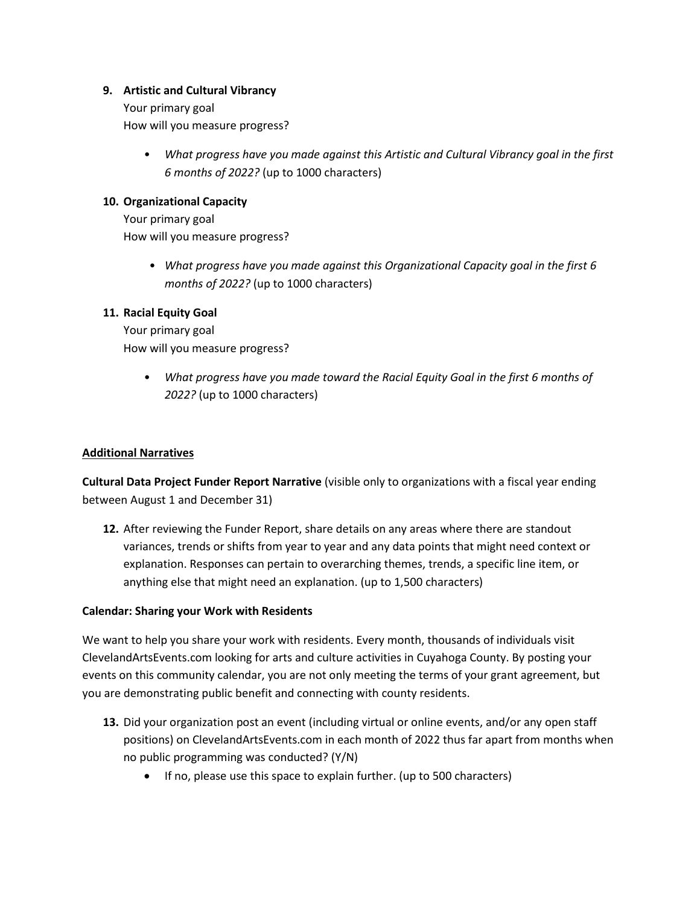9. **Artistic and Cultural Vibrancy**
   Your primary goal
   How will you measure progress?

   - *What progress have you made against this Artistic and Cultural Vibrancy goal in the first 6 months of 2022?* (up to 1000 characters)

10. **Organizational Capacity**
    Your primary goal
    How will you measure progress?

    - *What progress have you made against this Organizational Capacity goal in the first 6 months of 2022?* (up to 1000 characters)

11. **Racial Equity Goal**
    Your primary goal
    How will you measure progress?

    - *What progress have you made toward the Racial Equity Goal in the first 6 months of 2022?* (up to 1000 characters)

<u>**Additional Narratives**</u>

**Cultural Data Project Funder Report Narrative** (visible only to organizations with a fiscal year ending between August 1 and December 31)

12. After reviewing the Funder Report, share details on any areas where there are standout variances, trends or shifts from year to year and any data points that might need context or explanation. Responses can pertain to overarching themes, trends, a specific line item, or anything else that might need an explanation. (up to 1,500 characters)

**Calendar: Sharing your Work with Residents**

We want to help you share your work with residents. Every month, thousands of individuals visit ClevelandArtsEvents.com looking for arts and culture activities in Cuyahoga County. By posting your events on this community calendar, you are not only meeting the terms of your grant agreement, but you are demonstrating public benefit and connecting with county residents.

13. Did your organization post an event (including virtual or online events, and/or any open staff positions) on ClevelandArtsEvents.com in each month of 2022 thus far apart from months when no public programming was conducted? (Y/N)
    - If no, please use this space to explain further. (up to 500 characters)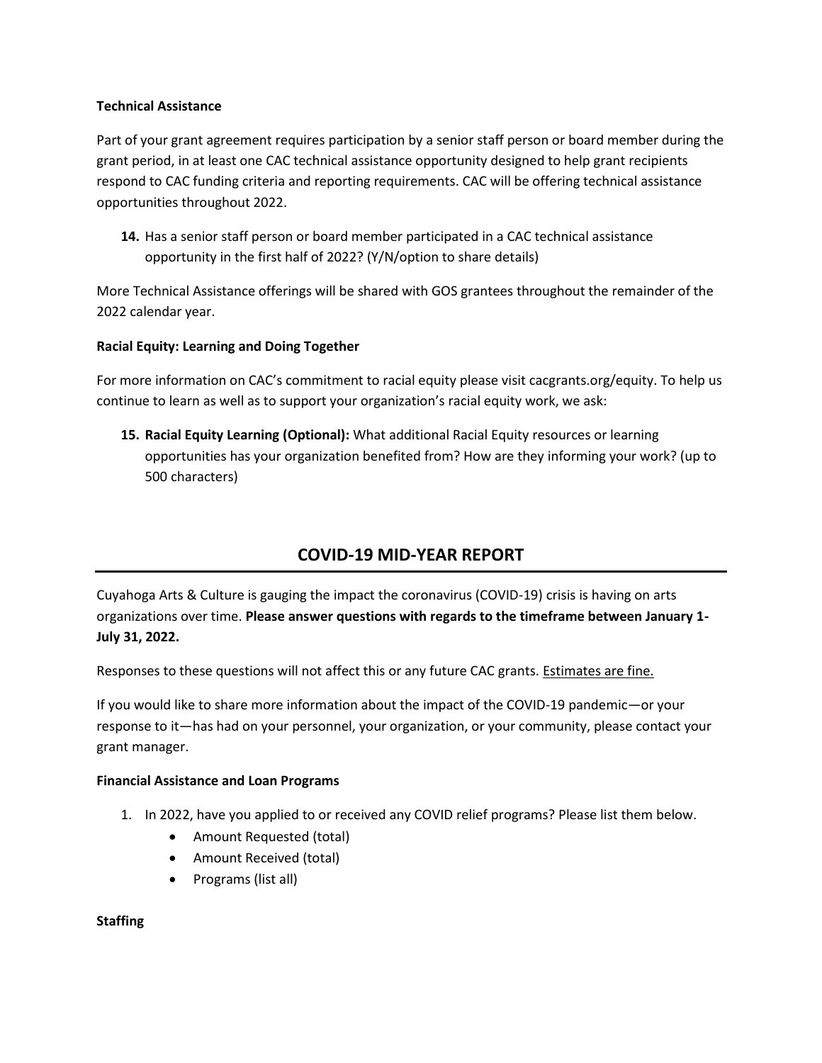**Technical Assistance**

Part of your grant agreement requires participation by a senior staff person or board member during the grant period, in at least one CAC technical assistance opportunity designed to help grant recipients respond to CAC funding criteria and reporting requirements. CAC will be offering technical assistance opportunities throughout 2022.

**14.** Has a senior staff person or board member participated in a CAC technical assistance opportunity in the first half of 2022? (Y/N/option to share details)

More Technical Assistance offerings will be shared with GOS grantees throughout the remainder of the 2022 calendar year.

**Racial Equity: Learning and Doing Together**

For more information on CAC's commitment to racial equity please visit cacgrants.org/equity. To help us continue to learn as well as to support your organization's racial equity work, we ask:

**15. Racial Equity Learning (Optional):** What additional Racial Equity resources or learning opportunities has your organization benefited from? How are they informing your work? (up to 500 characters)

## COVID-19 MID-YEAR REPORT

Cuyahoga Arts & Culture is gauging the impact the coronavirus (COVID-19) crisis is having on arts organizations over time. **Please answer questions with regards to the timeframe between January 1-July 31, 2022.**

Responses to these questions will not affect this or any future CAC grants. Estimates are fine.

If you would like to share more information about the impact of the COVID-19 pandemic—or your response to it—has had on your personnel, your organization, or your community, please contact your grant manager.

**Financial Assistance and Loan Programs**

1. In 2022, have you applied to or received any COVID relief programs? Please list them below.
   - Amount Requested (total)
   - Amount Received (total)
   - Programs (list all)

**Staffing**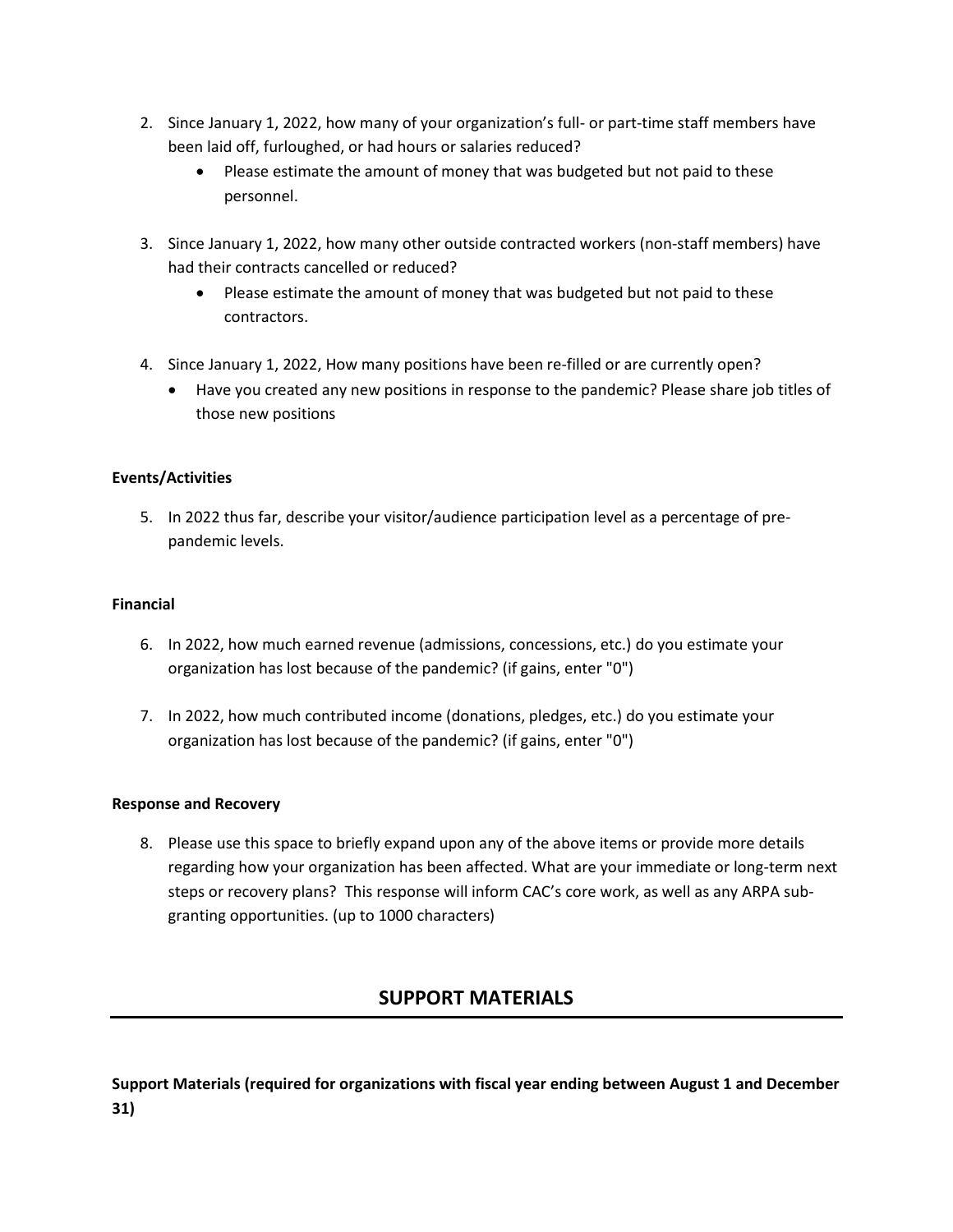2. Since January 1, 2022, how many of your organization's full- or part-time staff members have been laid off, furloughed, or had hours or salaries reduced?
   - Please estimate the amount of money that was budgeted but not paid to these personnel.

3. Since January 1, 2022, how many other outside contracted workers (non-staff members) have had their contracts cancelled or reduced?
   - Please estimate the amount of money that was budgeted but not paid to these contractors.

4. Since January 1, 2022, How many positions have been re-filled or are currently open?
   - Have you created any new positions in response to the pandemic? Please share job titles of those new positions

**Events/Activities**

5. In 2022 thus far, describe your visitor/audience participation level as a percentage of pre-pandemic levels.

**Financial**

6. In 2022, how much earned revenue (admissions, concessions, etc.) do you estimate your organization has lost because of the pandemic? (if gains, enter "0")

7. In 2022, how much contributed income (donations, pledges, etc.) do you estimate your organization has lost because of the pandemic? (if gains, enter "0")

**Response and Recovery**

8. Please use this space to briefly expand upon any of the above items or provide more details regarding how your organization has been affected. What are your immediate or long-term next steps or recovery plans? This response will inform CAC's core work, as well as any ARPA sub-granting opportunities. (up to 1000 characters)

## SUPPORT MATERIALS

**Support Materials (required for organizations with fiscal year ending between August 1 and December 31)**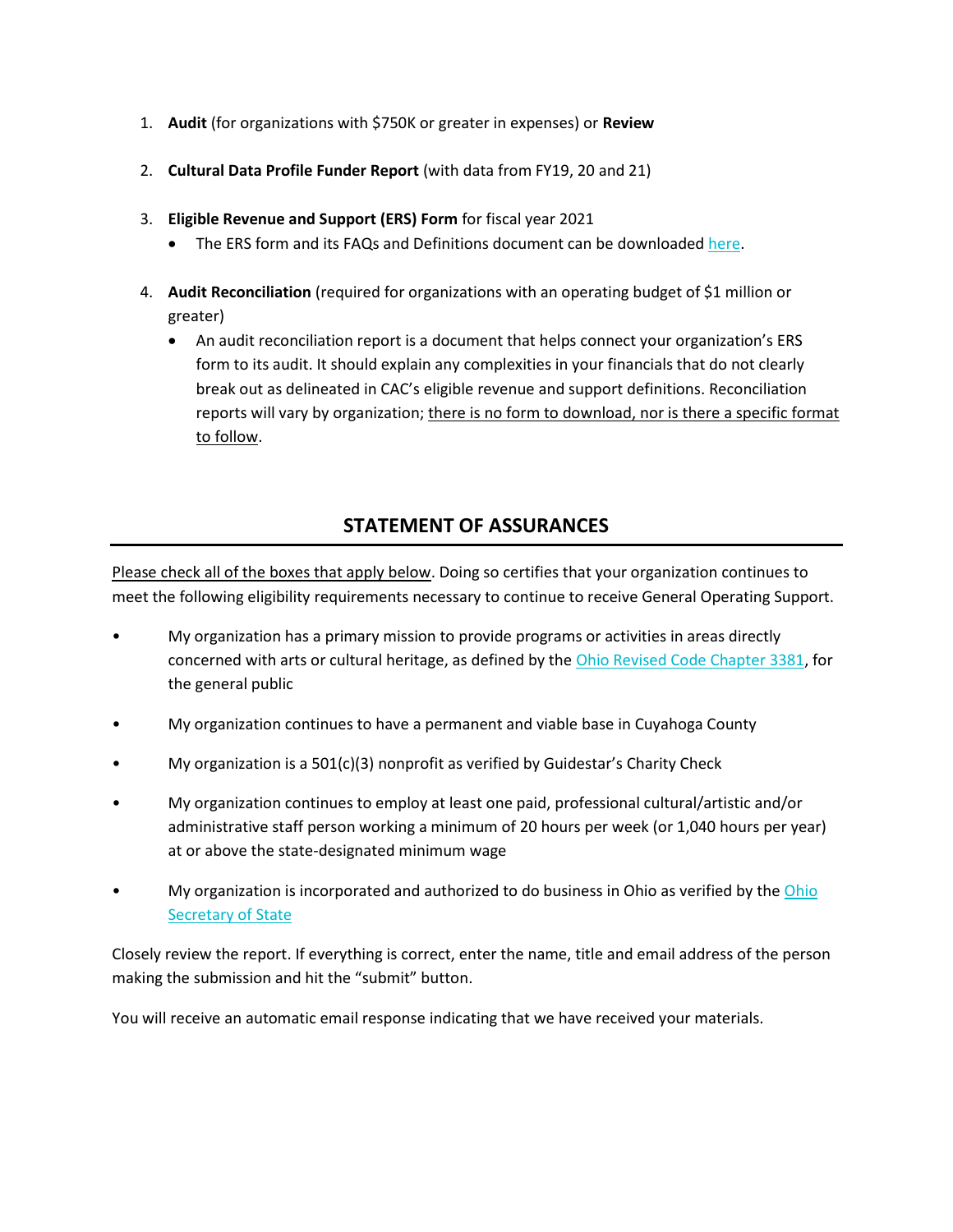1. **Audit** (for organizations with $750K or greater in expenses) or **Review**

2. **Cultural Data Profile Funder Report** (with data from FY19, 20 and 21)

3. **Eligible Revenue and Support (ERS) Form** for fiscal year 2021
   - The ERS form and its FAQs and Definitions document can be downloaded here.

4. **Audit Reconciliation** (required for organizations with an operating budget of $1 million or greater)
   - An audit reconciliation report is a document that helps connect your organization's ERS form to its audit. It should explain any complexities in your financials that do not clearly break out as delineated in CAC's eligible revenue and support definitions. Reconciliation reports will vary by organization; there is no form to download, nor is there a specific format to follow.

## STATEMENT OF ASSURANCES

Please check all of the boxes that apply below. Doing so certifies that your organization continues to meet the following eligibility requirements necessary to continue to receive General Operating Support.

- My organization has a primary mission to provide programs or activities in areas directly concerned with arts or cultural heritage, as defined by the Ohio Revised Code Chapter 3381, for the general public

- My organization continues to have a permanent and viable base in Cuyahoga County

- My organization is a 501(c)(3) nonprofit as verified by Guidestar's Charity Check

- My organization continues to employ at least one paid, professional cultural/artistic and/or administrative staff person working a minimum of 20 hours per week (or 1,040 hours per year) at or above the state-designated minimum wage

- My organization is incorporated and authorized to do business in Ohio as verified by the Ohio Secretary of State

Closely review the report. If everything is correct, enter the name, title and email address of the person making the submission and hit the "submit" button.

You will receive an automatic email response indicating that we have received your materials.